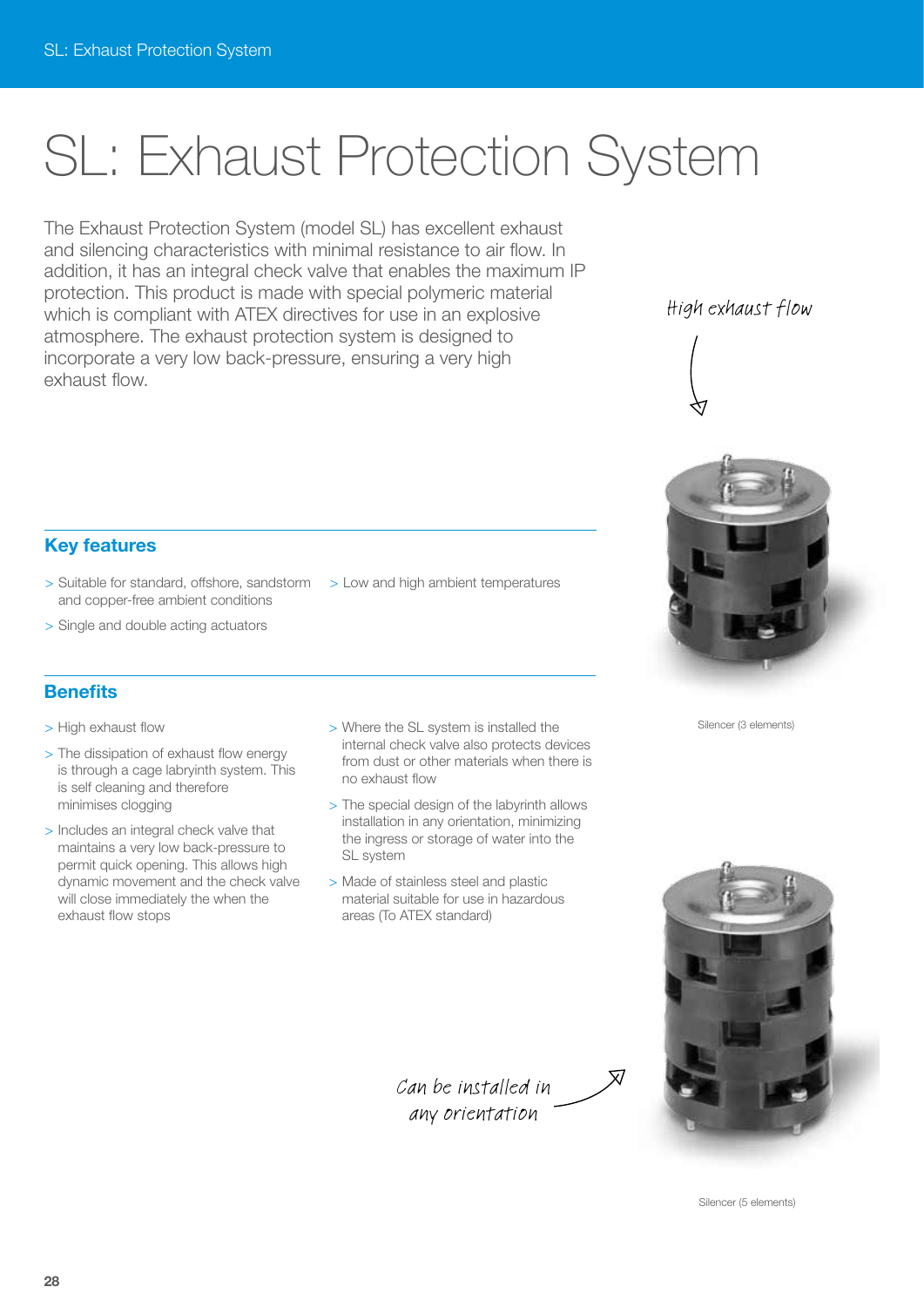# SL: Exhaust Protection System

The Exhaust Protection System (model SL) has excellent exhaust and silencing characteristics with minimal resistance to air flow. In addition, it has an integral check valve that enables the maximum IP protection. This product is made with special polymeric material which is compliant with ATEX directives for use in an explosive atmosphere. The exhaust protection system is designed to incorporate a very low back-pressure, ensuring a very high exhaust flow.

High exhaust flow

## Key features

> Suitable for standard, offshore, sandstorm and copper-free ambient conditions

> Single and double acting actuators

> Low and high ambient temperatures

## Benefits

> High exhaust flow

> The dissipation of exhaust flow energy is through a cage labryinth system. This is self cleaning and therefore minimises clogging

> Includes an integral check valve that maintains a very low back-pressure to permit quick opening. This allows high dynamic movement and the check valve will close immediately the when the exhaust flow stops

> Where the SL system is installed the internal check valve also protects devices from dust or other materials when there is no exhaust flow

> The special design of the labyrinth allows installation in any orientation, minimizing the ingress or storage of water into the SL system

> Made of stainless steel and plastic material suitable for use in hazardous areas (To ATEX standard)

Silencer (3 elements)

Can be installed in any orientation

Silencer (5 elements)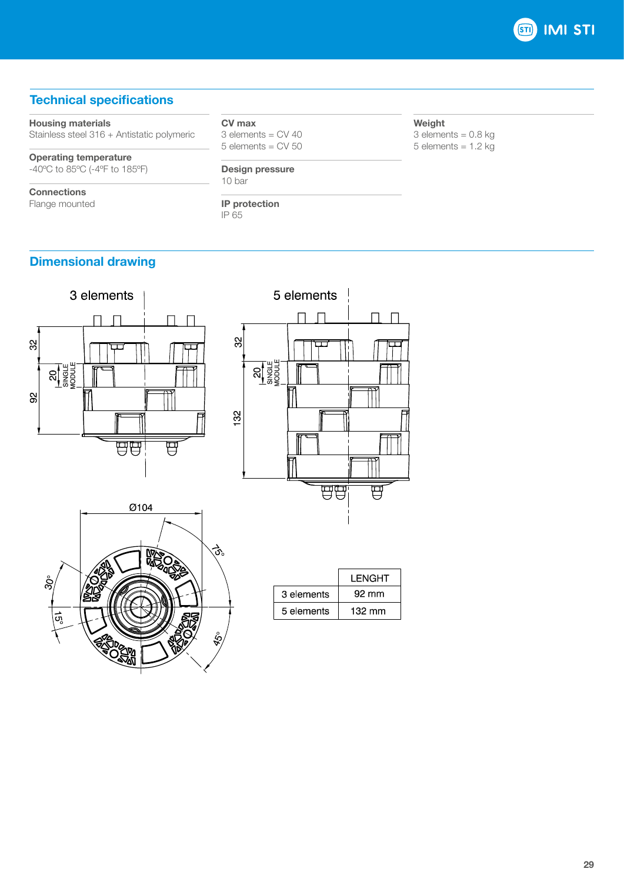## Technical specifications

**Housing materials**
Stainless steel 316 + Antistatic polymeric

**Operating temperature**
-40ºC to 85ºC (-4ºF to 185ºF)

**Connections**
Flange mounted

**CV max**
3 elements = CV 40
5 elements = CV 50

**Design pressure**
10 bar

**IP protection**
IP 65

**Weight**
3 elements = 0.8 kg
5 elements = 1.2 kg

## Dimensional drawing

3 elements

32
20 SINGLE MODULE
92

5 elements

32
20 SINGLE MODULE
132

Ø104
75°
30°
15°
45°

| | LENGHT |
|---|---|
| 3 elements | 92 mm |
| 5 elements | 132 mm |